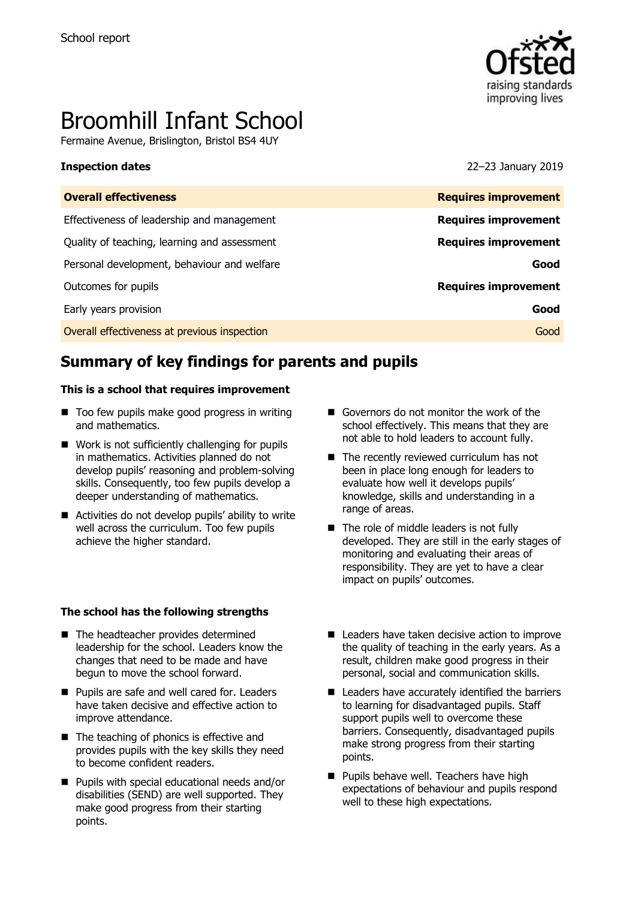School report

# Broomhill Infant School

Fermaine Avenue, Brislington, Bristol BS4 4UY

**Inspection dates** 22–23 January 2019

| **Overall effectiveness** | **Requires improvement** |
| --- | --- |
| Effectiveness of leadership and management | **Requires improvement** |
| Quality of teaching, learning and assessment | **Requires improvement** |
| Personal development, behaviour and welfare | **Good** |
| Outcomes for pupils | **Requires improvement** |
| Early years provision | **Good** |
| Overall effectiveness at previous inspection | Good |

## Summary of key findings for parents and pupils

### This is a school that requires improvement

- Too few pupils make good progress in writing and mathematics.
- Work is not sufficiently challenging for pupils in mathematics. Activities planned do not develop pupils' reasoning and problem-solving skills. Consequently, too few pupils develop a deeper understanding of mathematics.
- Activities do not develop pupils' ability to write well across the curriculum. Too few pupils achieve the higher standard.
- Governors do not monitor the work of the school effectively. This means that they are not able to hold leaders to account fully.
- The recently reviewed curriculum has not been in place long enough for leaders to evaluate how well it develops pupils' knowledge, skills and understanding in a range of areas.
- The role of middle leaders is not fully developed. They are still in the early stages of monitoring and evaluating their areas of responsibility. They are yet to have a clear impact on pupils' outcomes.

### The school has the following strengths

- The headteacher provides determined leadership for the school. Leaders know the changes that need to be made and have begun to move the school forward.
- Pupils are safe and well cared for. Leaders have taken decisive and effective action to improve attendance.
- The teaching of phonics is effective and provides pupils with the key skills they need to become confident readers.
- Pupils with special educational needs and/or disabilities (SEND) are well supported. They make good progress from their starting points.
- Leaders have taken decisive action to improve the quality of teaching in the early years. As a result, children make good progress in their personal, social and communication skills.
- Leaders have accurately identified the barriers to learning for disadvantaged pupils. Staff support pupils well to overcome these barriers. Consequently, disadvantaged pupils make strong progress from their starting points.
- Pupils behave well. Teachers have high expectations of behaviour and pupils respond well to these high expectations.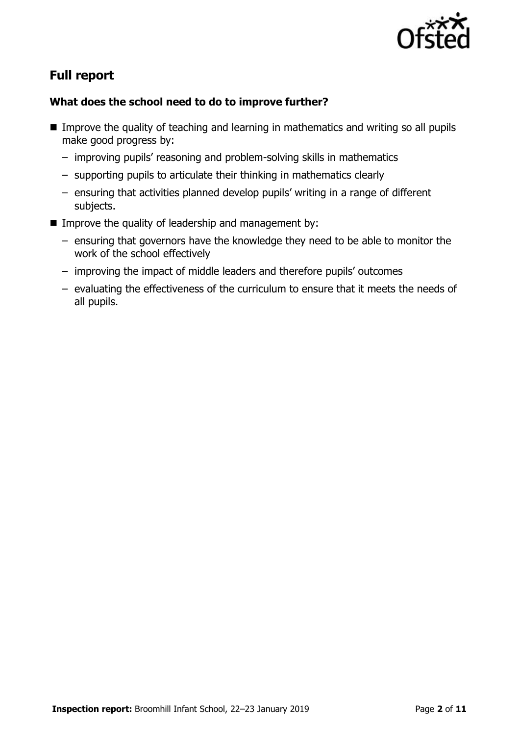## Full report

### What does the school need to do to improve further?

- Improve the quality of teaching and learning in mathematics and writing so all pupils make good progress by:
  - improving pupils' reasoning and problem-solving skills in mathematics
  - supporting pupils to articulate their thinking in mathematics clearly
  - ensuring that activities planned develop pupils' writing in a range of different subjects.
- Improve the quality of leadership and management by:
  - ensuring that governors have the knowledge they need to be able to monitor the work of the school effectively
  - improving the impact of middle leaders and therefore pupils' outcomes
  - evaluating the effectiveness of the curriculum to ensure that it meets the needs of all pupils.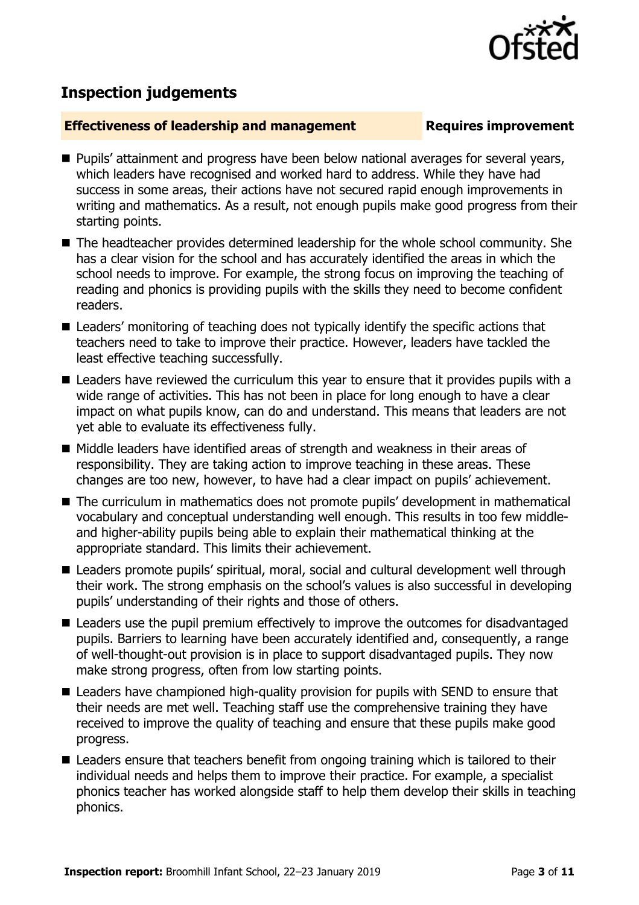## Inspection judgements

**Effectiveness of leadership and management** **Requires improvement**

- Pupils' attainment and progress have been below national averages for several years, which leaders have recognised and worked hard to address. While they have had success in some areas, their actions have not secured rapid enough improvements in writing and mathematics. As a result, not enough pupils make good progress from their starting points.
- The headteacher provides determined leadership for the whole school community. She has a clear vision for the school and has accurately identified the areas in which the school needs to improve. For example, the strong focus on improving the teaching of reading and phonics is providing pupils with the skills they need to become confident readers.
- Leaders' monitoring of teaching does not typically identify the specific actions that teachers need to take to improve their practice. However, leaders have tackled the least effective teaching successfully.
- Leaders have reviewed the curriculum this year to ensure that it provides pupils with a wide range of activities. This has not been in place for long enough to have a clear impact on what pupils know, can do and understand. This means that leaders are not yet able to evaluate its effectiveness fully.
- Middle leaders have identified areas of strength and weakness in their areas of responsibility. They are taking action to improve teaching in these areas. These changes are too new, however, to have had a clear impact on pupils' achievement.
- The curriculum in mathematics does not promote pupils' development in mathematical vocabulary and conceptual understanding well enough. This results in too few middle- and higher-ability pupils being able to explain their mathematical thinking at the appropriate standard. This limits their achievement.
- Leaders promote pupils' spiritual, moral, social and cultural development well through their work. The strong emphasis on the school's values is also successful in developing pupils' understanding of their rights and those of others.
- Leaders use the pupil premium effectively to improve the outcomes for disadvantaged pupils. Barriers to learning have been accurately identified and, consequently, a range of well-thought-out provision is in place to support disadvantaged pupils. They now make strong progress, often from low starting points.
- Leaders have championed high-quality provision for pupils with SEND to ensure that their needs are met well. Teaching staff use the comprehensive training they have received to improve the quality of teaching and ensure that these pupils make good progress.
- Leaders ensure that teachers benefit from ongoing training which is tailored to their individual needs and helps them to improve their practice. For example, a specialist phonics teacher has worked alongside staff to help them develop their skills in teaching phonics.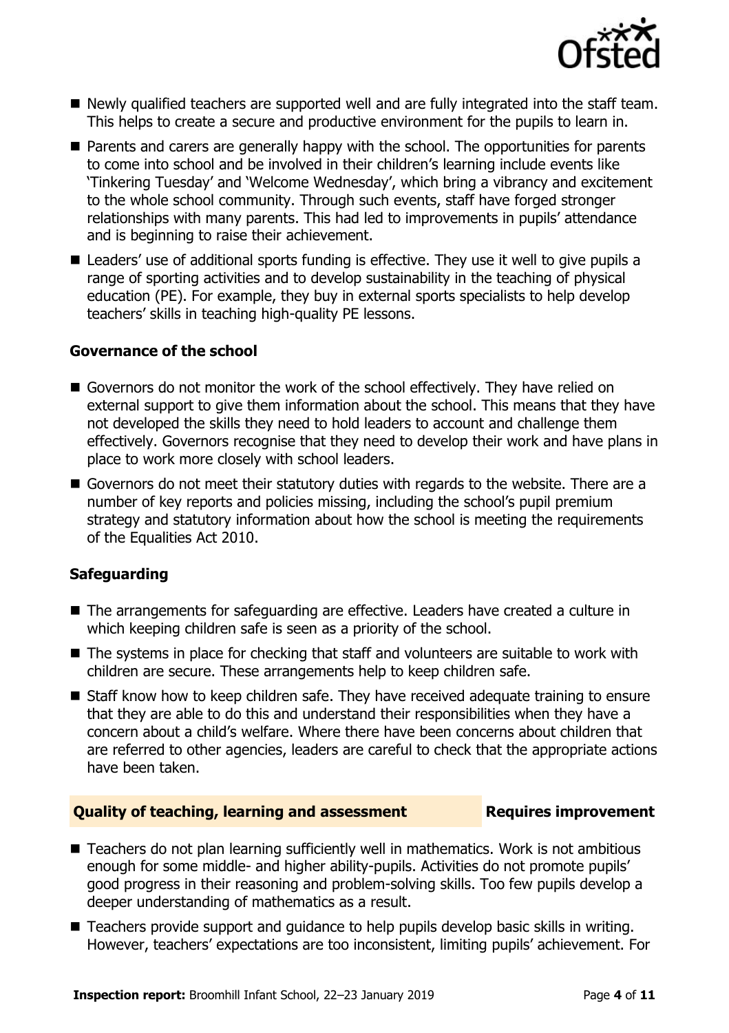- Newly qualified teachers are supported well and are fully integrated into the staff team. This helps to create a secure and productive environment for the pupils to learn in.
- Parents and carers are generally happy with the school. The opportunities for parents to come into school and be involved in their children's learning include events like 'Tinkering Tuesday' and 'Welcome Wednesday', which bring a vibrancy and excitement to the whole school community. Through such events, staff have forged stronger relationships with many parents. This had led to improvements in pupils' attendance and is beginning to raise their achievement.
- Leaders' use of additional sports funding is effective. They use it well to give pupils a range of sporting activities and to develop sustainability in the teaching of physical education (PE). For example, they buy in external sports specialists to help develop teachers' skills in teaching high-quality PE lessons.

### Governance of the school

- Governors do not monitor the work of the school effectively. They have relied on external support to give them information about the school. This means that they have not developed the skills they need to hold leaders to account and challenge them effectively. Governors recognise that they need to develop their work and have plans in place to work more closely with school leaders.
- Governors do not meet their statutory duties with regards to the website. There are a number of key reports and policies missing, including the school's pupil premium strategy and statutory information about how the school is meeting the requirements of the Equalities Act 2010.

### Safeguarding

- The arrangements for safeguarding are effective. Leaders have created a culture in which keeping children safe is seen as a priority of the school.
- The systems in place for checking that staff and volunteers are suitable to work with children are secure. These arrangements help to keep children safe.
- Staff know how to keep children safe. They have received adequate training to ensure that they are able to do this and understand their responsibilities when they have a concern about a child's welfare. Where there have been concerns about children that are referred to other agencies, leaders are careful to check that the appropriate actions have been taken.

## Quality of teaching, learning and assessment — Requires improvement

- Teachers do not plan learning sufficiently well in mathematics. Work is not ambitious enough for some middle- and higher ability-pupils. Activities do not promote pupils' good progress in their reasoning and problem-solving skills. Too few pupils develop a deeper understanding of mathematics as a result.
- Teachers provide support and guidance to help pupils develop basic skills in writing. However, teachers' expectations are too inconsistent, limiting pupils' achievement. For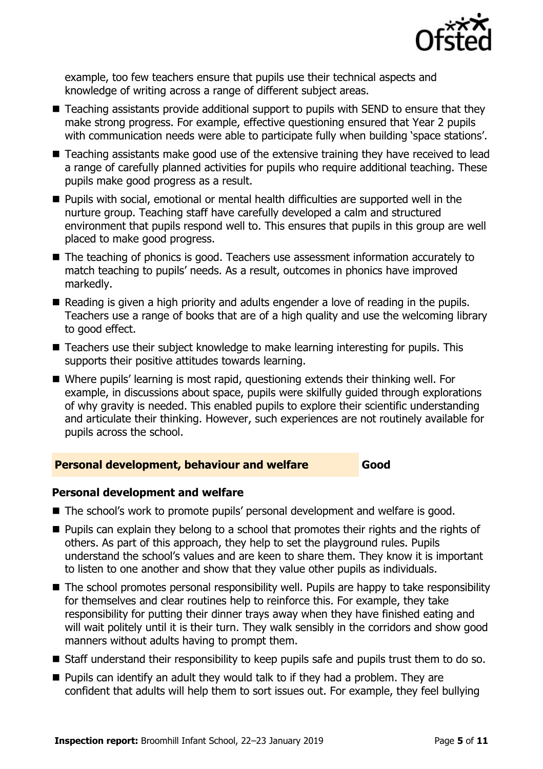example, too few teachers ensure that pupils use their technical aspects and knowledge of writing across a range of different subject areas.

- Teaching assistants provide additional support to pupils with SEND to ensure that they make strong progress. For example, effective questioning ensured that Year 2 pupils with communication needs were able to participate fully when building 'space stations'.
- Teaching assistants make good use of the extensive training they have received to lead a range of carefully planned activities for pupils who require additional teaching. These pupils make good progress as a result.
- Pupils with social, emotional or mental health difficulties are supported well in the nurture group. Teaching staff have carefully developed a calm and structured environment that pupils respond well to. This ensures that pupils in this group are well placed to make good progress.
- The teaching of phonics is good. Teachers use assessment information accurately to match teaching to pupils' needs. As a result, outcomes in phonics have improved markedly.
- Reading is given a high priority and adults engender a love of reading in the pupils. Teachers use a range of books that are of a high quality and use the welcoming library to good effect.
- Teachers use their subject knowledge to make learning interesting for pupils. This supports their positive attitudes towards learning.
- Where pupils' learning is most rapid, questioning extends their thinking well. For example, in discussions about space, pupils were skilfully guided through explorations of why gravity is needed. This enabled pupils to explore their scientific understanding and articulate their thinking. However, such experiences are not routinely available for pupils across the school.

## Personal development, behaviour and welfare — Good

### Personal development and welfare

- The school's work to promote pupils' personal development and welfare is good.
- Pupils can explain they belong to a school that promotes their rights and the rights of others. As part of this approach, they help to set the playground rules. Pupils understand the school's values and are keen to share them. They know it is important to listen to one another and show that they value other pupils as individuals.
- The school promotes personal responsibility well. Pupils are happy to take responsibility for themselves and clear routines help to reinforce this. For example, they take responsibility for putting their dinner trays away when they have finished eating and will wait politely until it is their turn. They walk sensibly in the corridors and show good manners without adults having to prompt them.
- Staff understand their responsibility to keep pupils safe and pupils trust them to do so.
- Pupils can identify an adult they would talk to if they had a problem. They are confident that adults will help them to sort issues out. For example, they feel bullying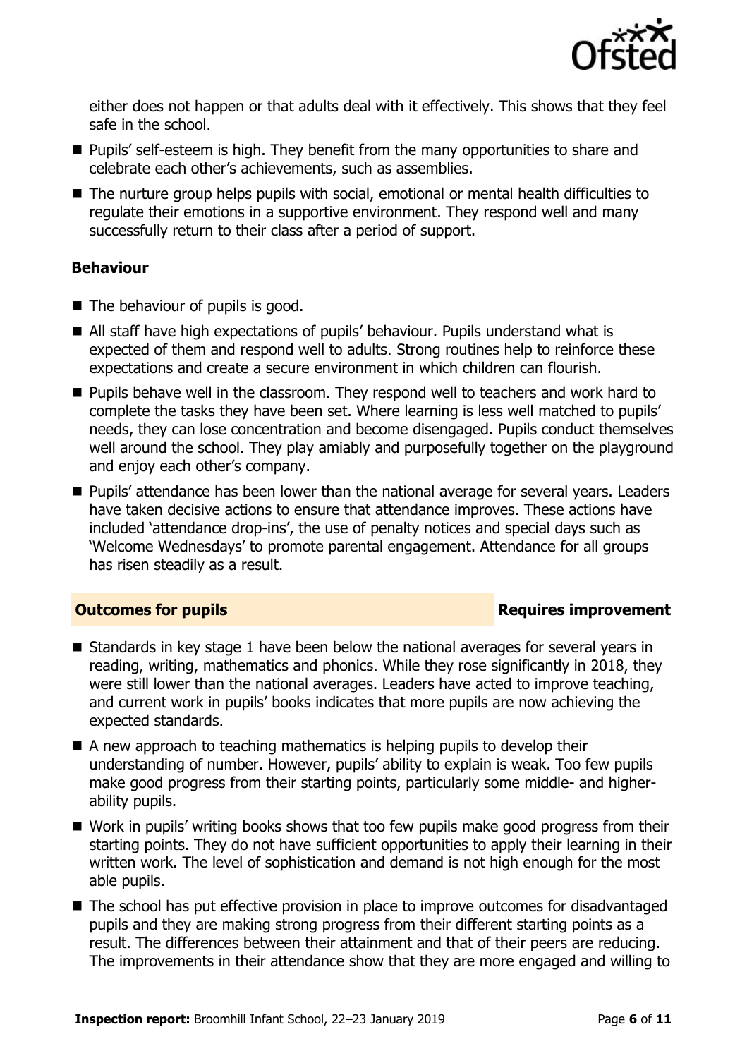either does not happen or that adults deal with it effectively. This shows that they feel safe in the school.

- Pupils' self-esteem is high. They benefit from the many opportunities to share and celebrate each other's achievements, such as assemblies.
- The nurture group helps pupils with social, emotional or mental health difficulties to regulate their emotions in a supportive environment. They respond well and many successfully return to their class after a period of support.

### Behaviour

- The behaviour of pupils is good.
- All staff have high expectations of pupils' behaviour. Pupils understand what is expected of them and respond well to adults. Strong routines help to reinforce these expectations and create a secure environment in which children can flourish.
- Pupils behave well in the classroom. They respond well to teachers and work hard to complete the tasks they have been set. Where learning is less well matched to pupils' needs, they can lose concentration and become disengaged. Pupils conduct themselves well around the school. They play amiably and purposefully together on the playground and enjoy each other's company.
- Pupils' attendance has been lower than the national average for several years. Leaders have taken decisive actions to ensure that attendance improves. These actions have included 'attendance drop-ins', the use of penalty notices and special days such as 'Welcome Wednesdays' to promote parental engagement. Attendance for all groups has risen steadily as a result.

## Outcomes for pupils — Requires improvement

- Standards in key stage 1 have been below the national averages for several years in reading, writing, mathematics and phonics. While they rose significantly in 2018, they were still lower than the national averages. Leaders have acted to improve teaching, and current work in pupils' books indicates that more pupils are now achieving the expected standards.
- A new approach to teaching mathematics is helping pupils to develop their understanding of number. However, pupils' ability to explain is weak. Too few pupils make good progress from their starting points, particularly some middle- and higher-ability pupils.
- Work in pupils' writing books shows that too few pupils make good progress from their starting points. They do not have sufficient opportunities to apply their learning in their written work. The level of sophistication and demand is not high enough for the most able pupils.
- The school has put effective provision in place to improve outcomes for disadvantaged pupils and they are making strong progress from their different starting points as a result. The differences between their attainment and that of their peers are reducing. The improvements in their attendance show that they are more engaged and willing to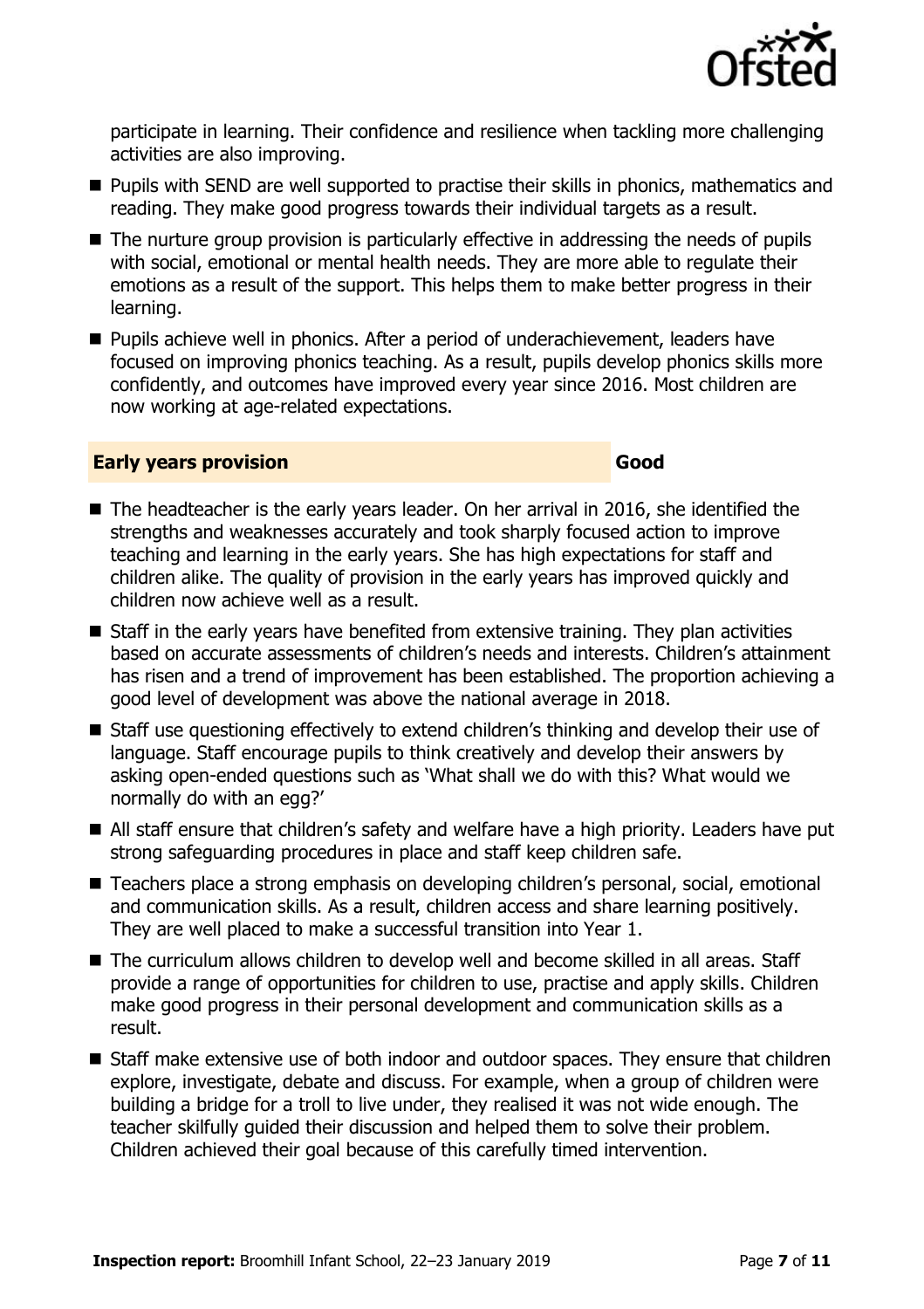participate in learning. Their confidence and resilience when tackling more challenging activities are also improving.

- Pupils with SEND are well supported to practise their skills in phonics, mathematics and reading. They make good progress towards their individual targets as a result.
- The nurture group provision is particularly effective in addressing the needs of pupils with social, emotional or mental health needs. They are more able to regulate their emotions as a result of the support. This helps them to make better progress in their learning.
- Pupils achieve well in phonics. After a period of underachievement, leaders have focused on improving phonics teaching. As a result, pupils develop phonics skills more confidently, and outcomes have improved every year since 2016. Most children are now working at age-related expectations.

## Early years provision — Good

- The headteacher is the early years leader. On her arrival in 2016, she identified the strengths and weaknesses accurately and took sharply focused action to improve teaching and learning in the early years. She has high expectations for staff and children alike. The quality of provision in the early years has improved quickly and children now achieve well as a result.
- Staff in the early years have benefited from extensive training. They plan activities based on accurate assessments of children's needs and interests. Children's attainment has risen and a trend of improvement has been established. The proportion achieving a good level of development was above the national average in 2018.
- Staff use questioning effectively to extend children's thinking and develop their use of language. Staff encourage pupils to think creatively and develop their answers by asking open-ended questions such as 'What shall we do with this? What would we normally do with an egg?'
- All staff ensure that children's safety and welfare have a high priority. Leaders have put strong safeguarding procedures in place and staff keep children safe.
- Teachers place a strong emphasis on developing children's personal, social, emotional and communication skills. As a result, children access and share learning positively. They are well placed to make a successful transition into Year 1.
- The curriculum allows children to develop well and become skilled in all areas. Staff provide a range of opportunities for children to use, practise and apply skills. Children make good progress in their personal development and communication skills as a result.
- Staff make extensive use of both indoor and outdoor spaces. They ensure that children explore, investigate, debate and discuss. For example, when a group of children were building a bridge for a troll to live under, they realised it was not wide enough. The teacher skilfully guided their discussion and helped them to solve their problem. Children achieved their goal because of this carefully timed intervention.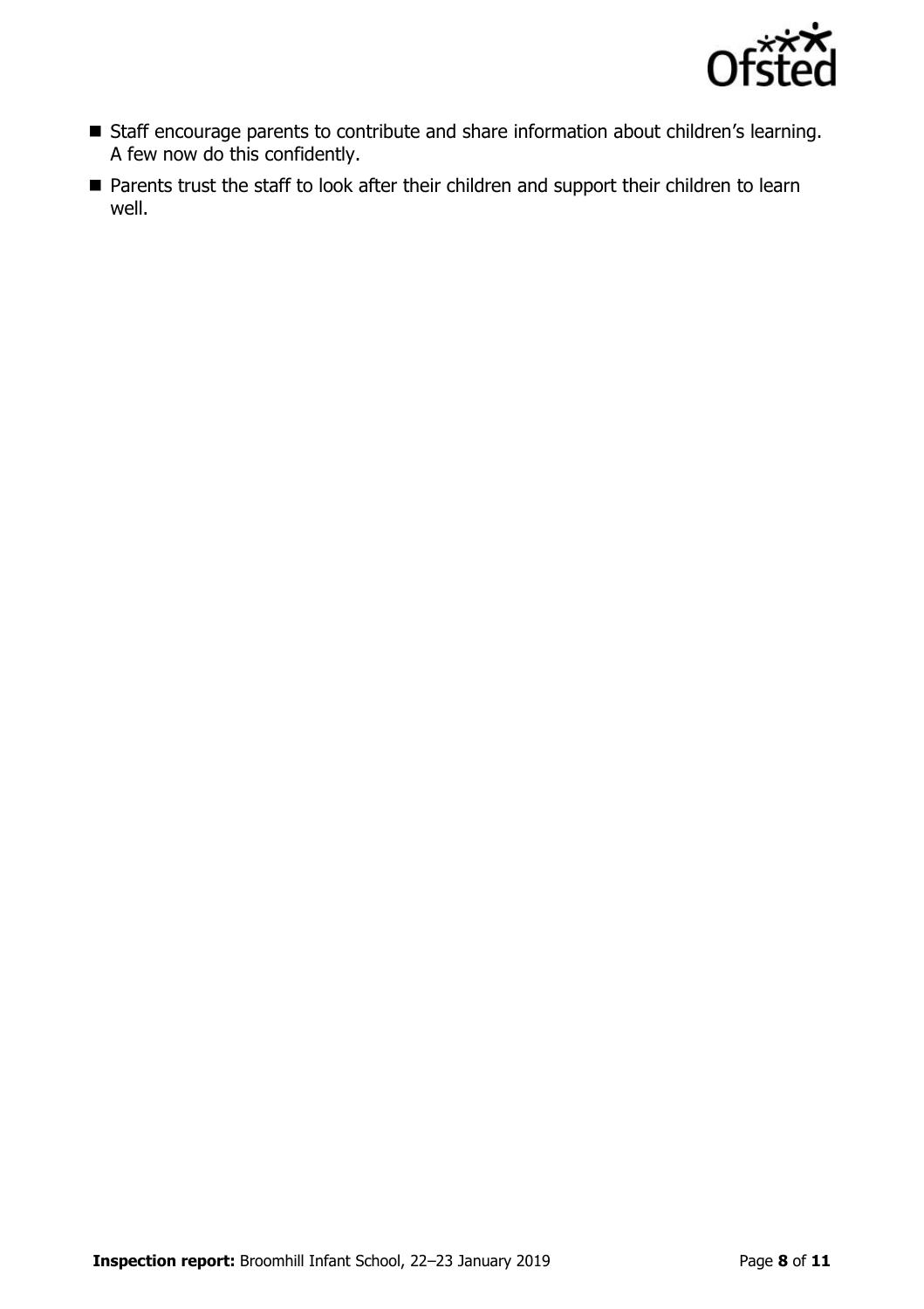- Staff encourage parents to contribute and share information about children's learning. A few now do this confidently.
- Parents trust the staff to look after their children and support their children to learn well.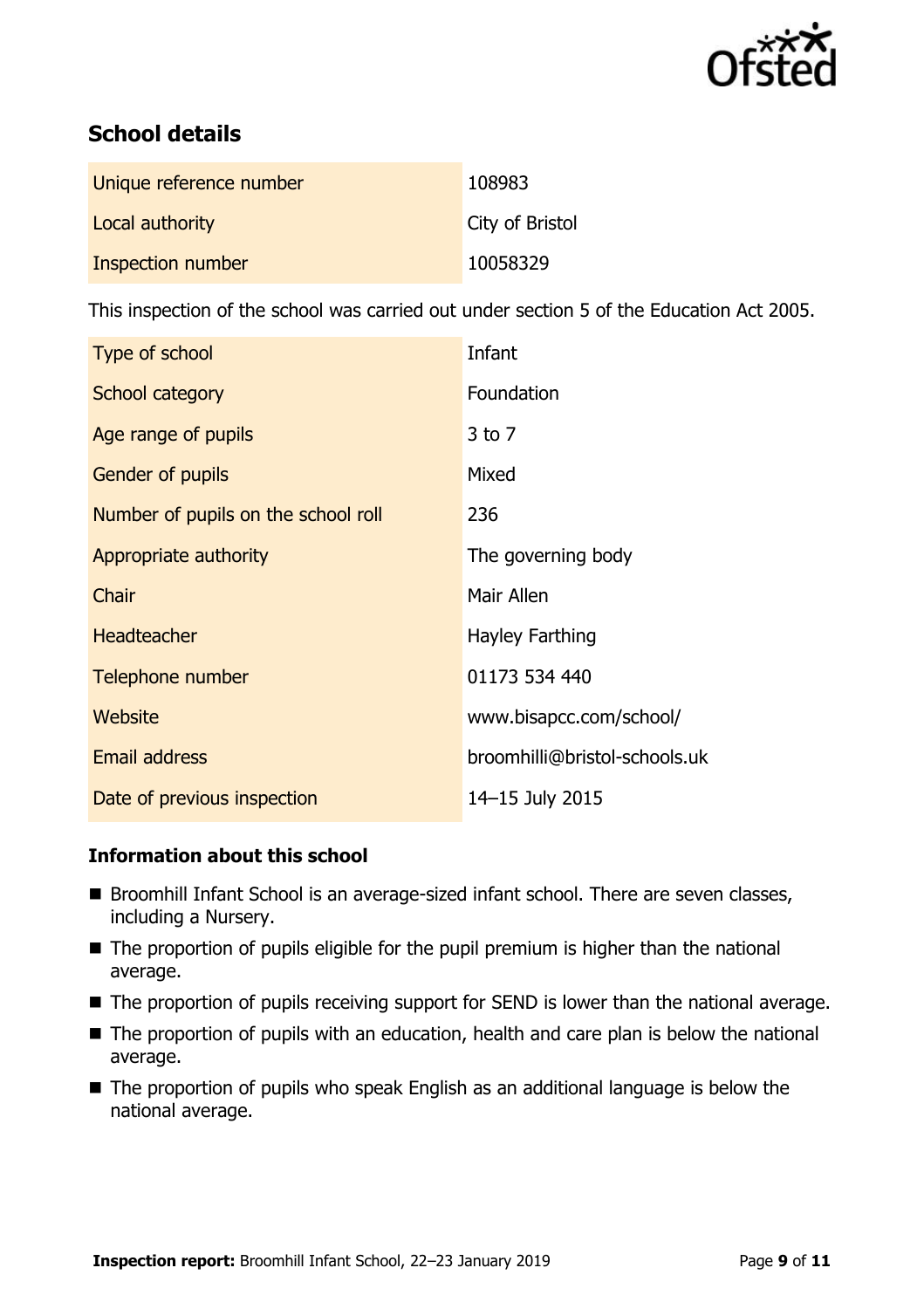## School details

| | |
|---|---|
| Unique reference number | 108983 |
| Local authority | City of Bristol |
| Inspection number | 10058329 |

This inspection of the school was carried out under section 5 of the Education Act 2005.

| | |
|---|---|
| Type of school | Infant |
| School category | Foundation |
| Age range of pupils | 3 to 7 |
| Gender of pupils | Mixed |
| Number of pupils on the school roll | 236 |
| Appropriate authority | The governing body |
| Chair | Mair Allen |
| Headteacher | Hayley Farthing |
| Telephone number | 01173 534 440 |
| Website | www.bisapcc.com/school/ |
| Email address | broomhilli@bristol-schools.uk |
| Date of previous inspection | 14–15 July 2015 |

### Information about this school

- Broomhill Infant School is an average-sized infant school. There are seven classes, including a Nursery.
- The proportion of pupils eligible for the pupil premium is higher than the national average.
- The proportion of pupils receiving support for SEND is lower than the national average.
- The proportion of pupils with an education, health and care plan is below the national average.
- The proportion of pupils who speak English as an additional language is below the national average.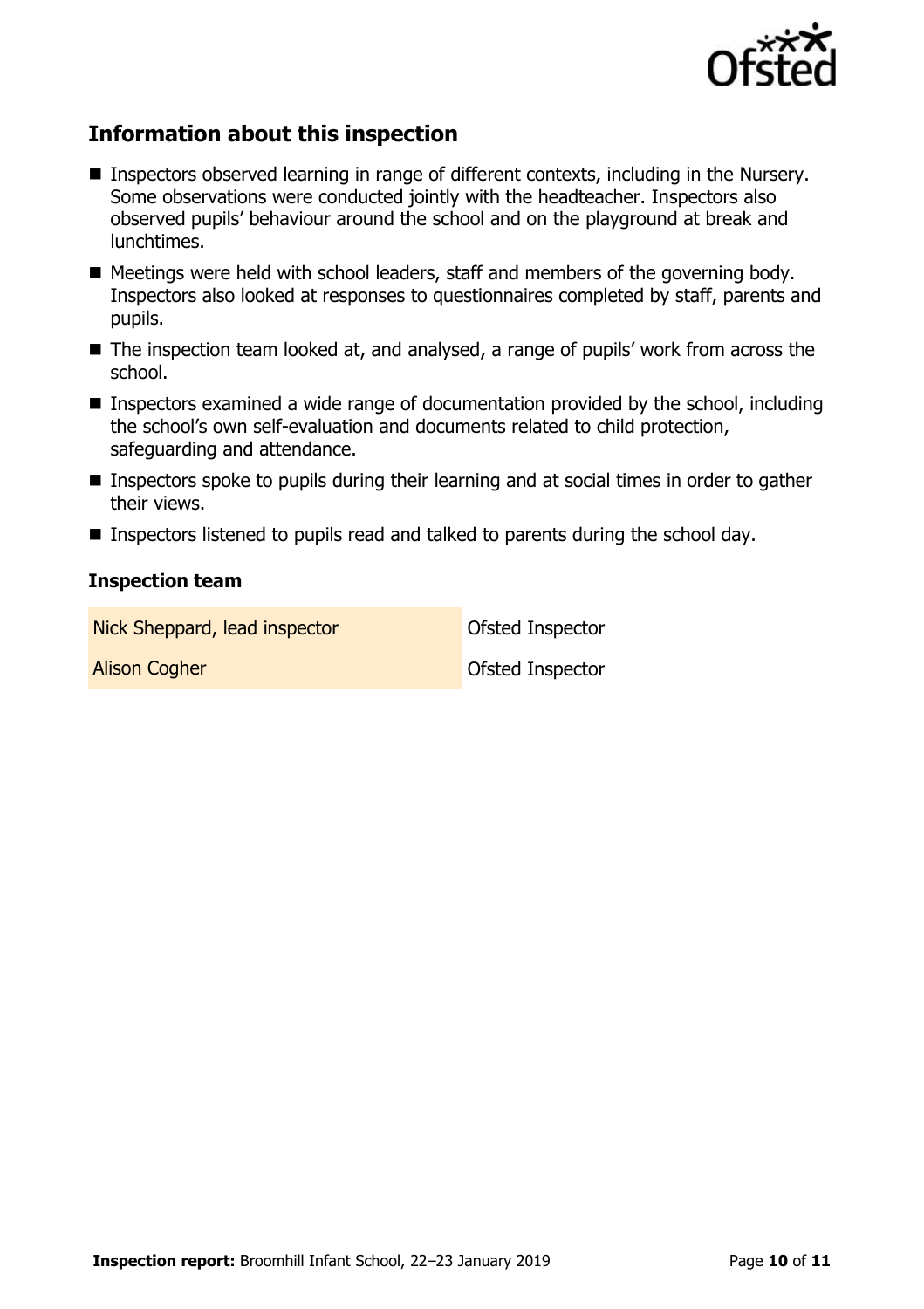## Information about this inspection

- Inspectors observed learning in range of different contexts, including in the Nursery. Some observations were conducted jointly with the headteacher. Inspectors also observed pupils' behaviour around the school and on the playground at break and lunchtimes.
- Meetings were held with school leaders, staff and members of the governing body. Inspectors also looked at responses to questionnaires completed by staff, parents and pupils.
- The inspection team looked at, and analysed, a range of pupils' work from across the school.
- Inspectors examined a wide range of documentation provided by the school, including the school's own self-evaluation and documents related to child protection, safeguarding and attendance.
- Inspectors spoke to pupils during their learning and at social times in order to gather their views.
- Inspectors listened to pupils read and talked to parents during the school day.

### Inspection team

| | |
|---|---|
| Nick Sheppard, lead inspector | Ofsted Inspector |
| Alison Cogher | Ofsted Inspector |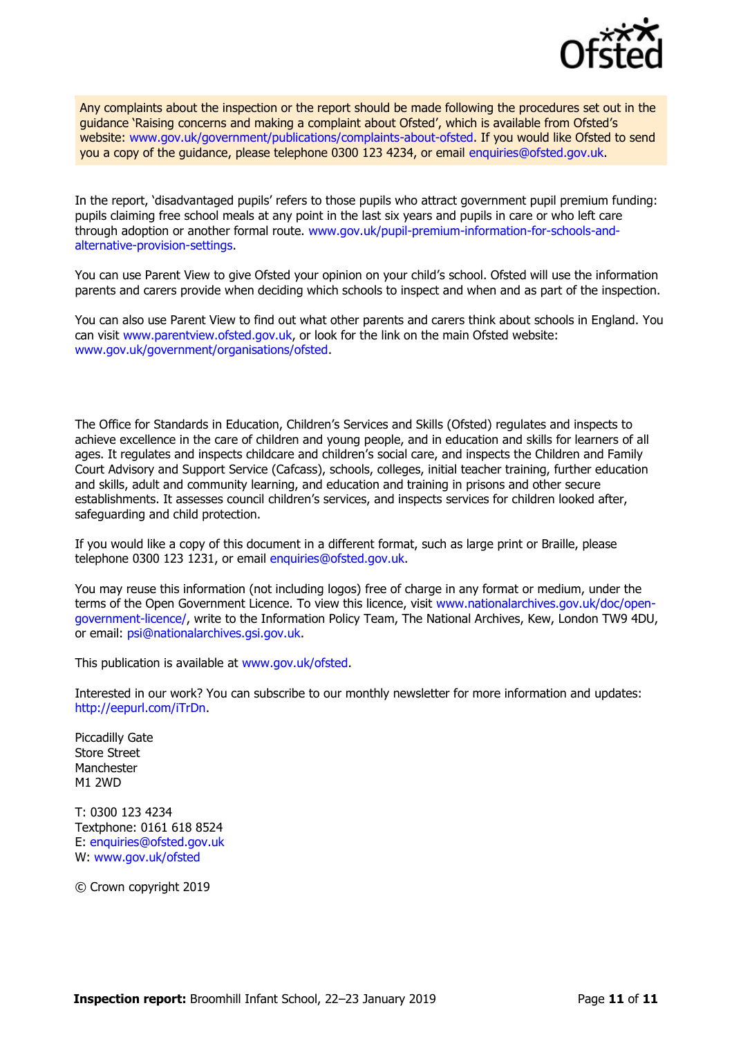Any complaints about the inspection or the report should be made following the procedures set out in the guidance 'Raising concerns and making a complaint about Ofsted', which is available from Ofsted's website: www.gov.uk/government/publications/complaints-about-ofsted. If you would like Ofsted to send you a copy of the guidance, please telephone 0300 123 4234, or email enquiries@ofsted.gov.uk.

In the report, 'disadvantaged pupils' refers to those pupils who attract government pupil premium funding: pupils claiming free school meals at any point in the last six years and pupils in care or who left care through adoption or another formal route. www.gov.uk/pupil-premium-information-for-schools-and-alternative-provision-settings.

You can use Parent View to give Ofsted your opinion on your child's school. Ofsted will use the information parents and carers provide when deciding which schools to inspect and when and as part of the inspection.

You can also use Parent View to find out what other parents and carers think about schools in England. You can visit www.parentview.ofsted.gov.uk, or look for the link on the main Ofsted website: www.gov.uk/government/organisations/ofsted.

The Office for Standards in Education, Children's Services and Skills (Ofsted) regulates and inspects to achieve excellence in the care of children and young people, and in education and skills for learners of all ages. It regulates and inspects childcare and children's social care, and inspects the Children and Family Court Advisory and Support Service (Cafcass), schools, colleges, initial teacher training, further education and skills, adult and community learning, and education and training in prisons and other secure establishments. It assesses council children's services, and inspects services for children looked after, safeguarding and child protection.

If you would like a copy of this document in a different format, such as large print or Braille, please telephone 0300 123 1231, or email enquiries@ofsted.gov.uk.

You may reuse this information (not including logos) free of charge in any format or medium, under the terms of the Open Government Licence. To view this licence, visit www.nationalarchives.gov.uk/doc/open-government-licence/, write to the Information Policy Team, The National Archives, Kew, London TW9 4DU, or email: psi@nationalarchives.gsi.gov.uk.

This publication is available at www.gov.uk/ofsted.

Interested in our work? You can subscribe to our monthly newsletter for more information and updates: http://eepurl.com/iTrDn.

Piccadilly Gate
Store Street
Manchester
M1 2WD

T: 0300 123 4234
Textphone: 0161 618 8524
E: enquiries@ofsted.gov.uk
W: www.gov.uk/ofsted

© Crown copyright 2019